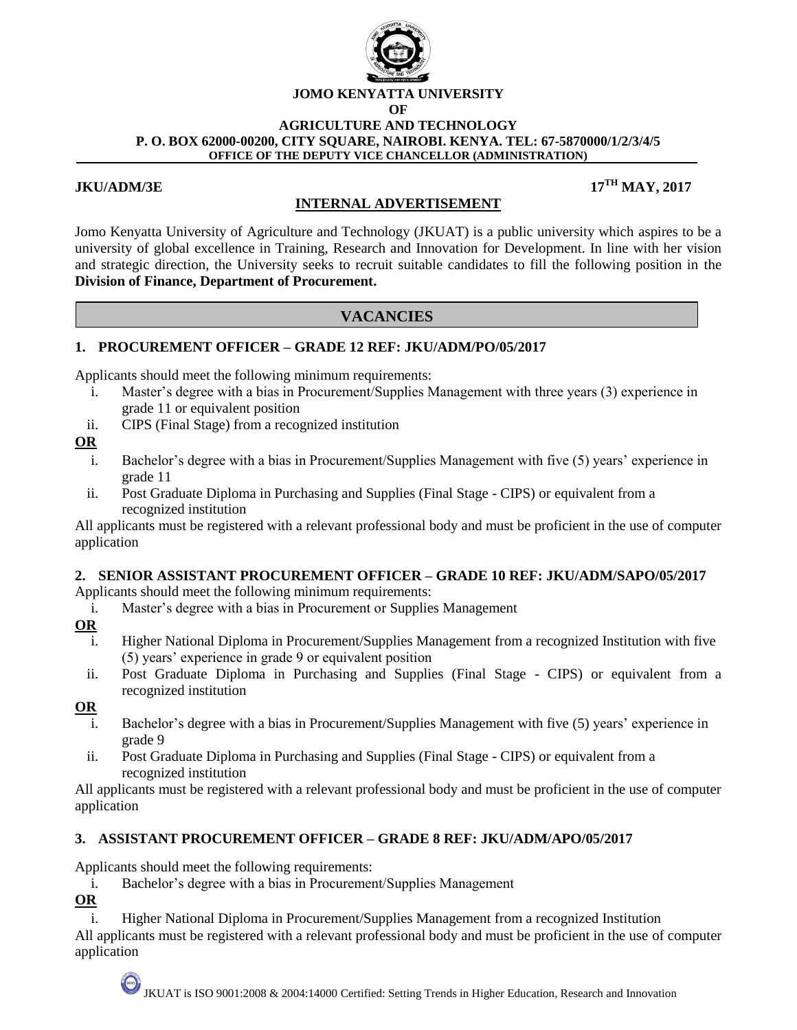**JOMO KENYATTA UNIVERSITY**
**OF**
**AGRICULTURE AND TECHNOLOGY**
**P. O. BOX 62000-00200, CITY SQUARE, NAIROBI. KENYA. TEL: 67-5870000/1/2/3/4/5**
**OFFICE OF THE DEPUTY VICE CHANCELLOR (ADMINISTRATION)**

**JKU/ADM/3E** **17TH MAY, 2017**

## INTERNAL ADVERTISEMENT

Jomo Kenyatta University of Agriculture and Technology (JKUAT) is a public university which aspires to be a university of global excellence in Training, Research and Innovation for Development. In line with her vision and strategic direction, the University seeks to recruit suitable candidates to fill the following position in the **Division of Finance, Department of Procurement.**

## VACANCIES

### 1. PROCUREMENT OFFICER – GRADE 12 REF: JKU/ADM/PO/05/2017

Applicants should meet the following minimum requirements:

i. Master's degree with a bias in Procurement/Supplies Management with three years (3) experience in grade 11 or equivalent position

ii. CIPS (Final Stage) from a recognized institution

**OR**

i. Bachelor's degree with a bias in Procurement/Supplies Management with five (5) years' experience in grade 11

ii. Post Graduate Diploma in Purchasing and Supplies (Final Stage - CIPS) or equivalent from a recognized institution

All applicants must be registered with a relevant professional body and must be proficient in the use of computer application

### 2. SENIOR ASSISTANT PROCUREMENT OFFICER – GRADE 10 REF: JKU/ADM/SAPO/05/2017

Applicants should meet the following minimum requirements:

i. Master's degree with a bias in Procurement or Supplies Management

**OR**

i. Higher National Diploma in Procurement/Supplies Management from a recognized Institution with five (5) years' experience in grade 9 or equivalent position

ii. Post Graduate Diploma in Purchasing and Supplies (Final Stage - CIPS) or equivalent from a recognized institution

**OR**

i. Bachelor's degree with a bias in Procurement/Supplies Management with five (5) years' experience in grade 9

ii. Post Graduate Diploma in Purchasing and Supplies (Final Stage - CIPS) or equivalent from a recognized institution

All applicants must be registered with a relevant professional body and must be proficient in the use of computer application

### 3. ASSISTANT PROCUREMENT OFFICER – GRADE 8 REF: JKU/ADM/APO/05/2017

Applicants should meet the following requirements:

i. Bachelor's degree with a bias in Procurement/Supplies Management

**OR**

i. Higher National Diploma in Procurement/Supplies Management from a recognized Institution

All applicants must be registered with a relevant professional body and must be proficient in the use of computer application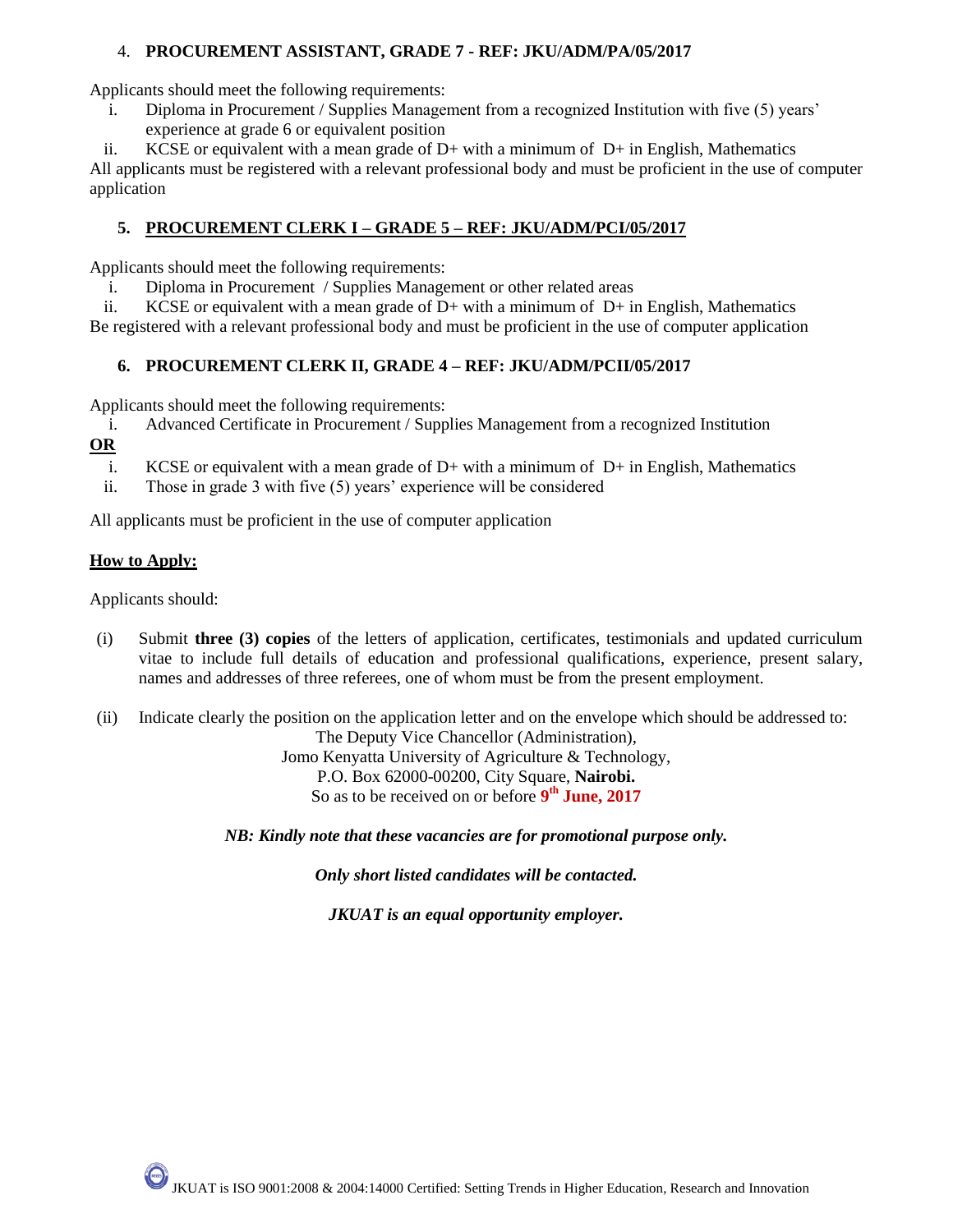4. **PROCUREMENT ASSISTANT, GRADE 7 - REF: JKU/ADM/PA/05/2017**

Applicants should meet the following requirements:

i. Diploma in Procurement / Supplies Management from a recognized Institution with five (5) years' experience at grade 6 or equivalent position
ii. KCSE or equivalent with a mean grade of D+ with a minimum of D+ in English, Mathematics

All applicants must be registered with a relevant professional body and must be proficient in the use of computer application

5. **PROCUREMENT CLERK I – GRADE 5 – REF: JKU/ADM/PCI/05/2017**

Applicants should meet the following requirements:

i. Diploma in Procurement / Supplies Management or other related areas
ii. KCSE or equivalent with a mean grade of D+ with a minimum of D+ in English, Mathematics

Be registered with a relevant professional body and must be proficient in the use of computer application

6. **PROCUREMENT CLERK II, GRADE 4 – REF: JKU/ADM/PCII/05/2017**

Applicants should meet the following requirements:

i. Advanced Certificate in Procurement / Supplies Management from a recognized Institution

**OR**

i. KCSE or equivalent with a mean grade of D+ with a minimum of D+ in English, Mathematics
ii. Those in grade 3 with five (5) years' experience will be considered

All applicants must be proficient in the use of computer application

**How to Apply:**

Applicants should:

(i) Submit **three (3) copies** of the letters of application, certificates, testimonials and updated curriculum vitae to include full details of education and professional qualifications, experience, present salary, names and addresses of three referees, one of whom must be from the present employment.

(ii) Indicate clearly the position on the application letter and on the envelope which should be addressed to:

The Deputy Vice Chancellor (Administration),
Jomo Kenyatta University of Agriculture & Technology,
P.O. Box 62000-00200, City Square, **Nairobi.**
So as to be received on or before **9th June, 2017**

***NB: Kindly note that these vacancies are for promotional purpose only.***

***Only short listed candidates will be contacted.***

***JKUAT is an equal opportunity employer.***